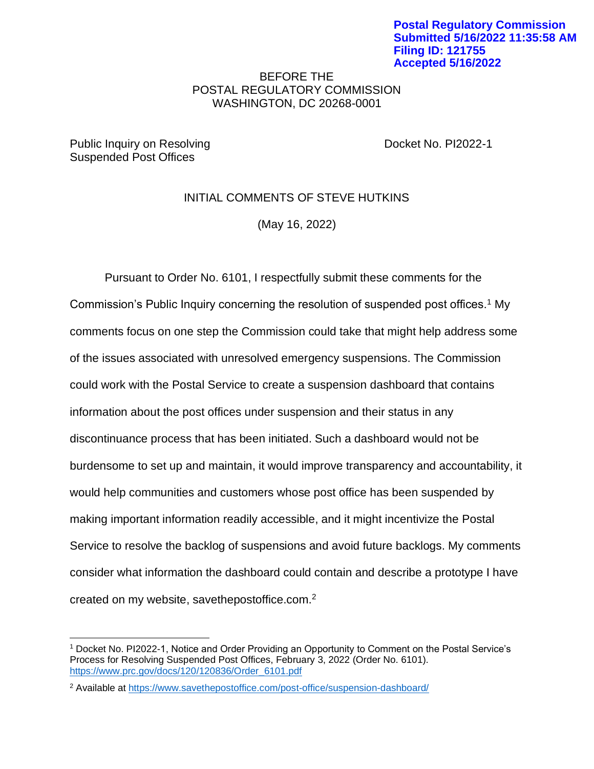Postal Regulatory Commission
Submitted 5/16/2022 11:35:58 AM
Filing ID: 121755
Accepted 5/16/2022

BEFORE THE
POSTAL REGULATORY COMMISSION
WASHINGTON, DC 20268-0001

Public Inquiry on Resolving Suspended Post Offices — Docket No. PI2022-1

INITIAL COMMENTS OF STEVE HUTKINS

(May 16, 2022)

Pursuant to Order No. 6101, I respectfully submit these comments for the Commission's Public Inquiry concerning the resolution of suspended post offices.[1] My comments focus on one step the Commission could take that might help address some of the issues associated with unresolved emergency suspensions. The Commission could work with the Postal Service to create a suspension dashboard that contains information about the post offices under suspension and their status in any discontinuance process that has been initiated. Such a dashboard would not be burdensome to set up and maintain, it would improve transparency and accountability, it would help communities and customers whose post office has been suspended by making important information readily accessible, and it might incentivize the Postal Service to resolve the backlog of suspensions and avoid future backlogs. My comments consider what information the dashboard could contain and describe a prototype I have created on my website, savethepostoffice.com.[2]

[1] Docket No. PI2022-1, Notice and Order Providing an Opportunity to Comment on the Postal Service's Process for Resolving Suspended Post Offices, February 3, 2022 (Order No. 6101). https://www.prc.gov/docs/120/120836/Order_6101.pdf

[2] Available at https://www.savethepostoffice.com/post-office/suspension-dashboard/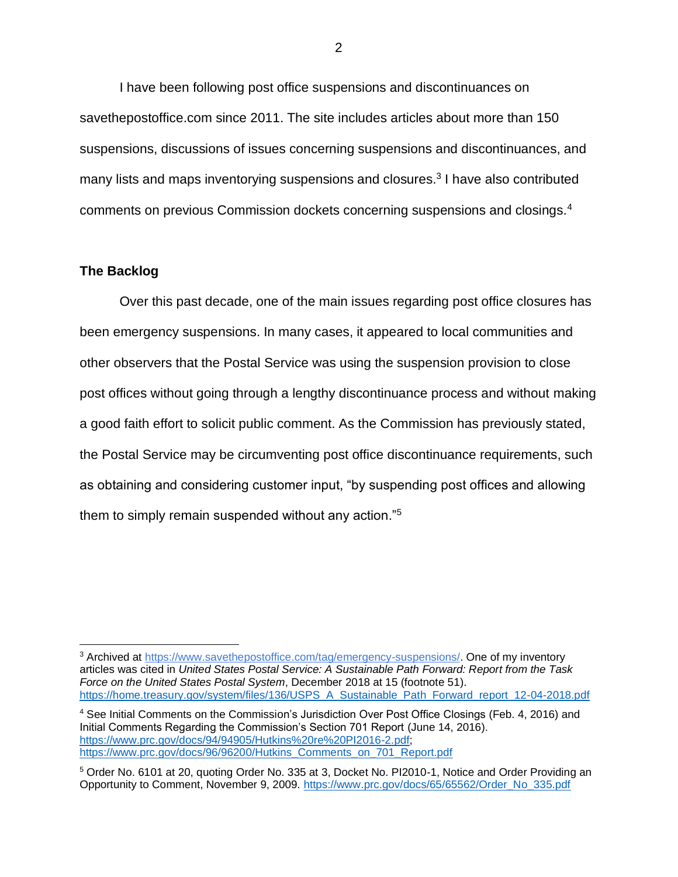I have been following post office suspensions and discontinuances on savethepostoffice.com since 2011. The site includes articles about more than 150 suspensions, discussions of issues concerning suspensions and discontinuances, and many lists and maps inventorying suspensions and closures.[3] I have also contributed comments on previous Commission dockets concerning suspensions and closings.[4]

## The Backlog

Over this past decade, one of the main issues regarding post office closures has been emergency suspensions. In many cases, it appeared to local communities and other observers that the Postal Service was using the suspension provision to close post offices without going through a lengthy discontinuance process and without making a good faith effort to solicit public comment. As the Commission has previously stated, the Postal Service may be circumventing post office discontinuance requirements, such as obtaining and considering customer input, "by suspending post offices and allowing them to simply remain suspended without any action."[5]

---

[3] Archived at https://www.savethepostoffice.com/tag/emergency-suspensions/. One of my inventory articles was cited in *United States Postal Service: A Sustainable Path Forward: Report from the Task Force on the United States Postal System*, December 2018 at 15 (footnote 51). https://home.treasury.gov/system/files/136/USPS_A_Sustainable_Path_Forward_report_12-04-2018.pdf

[4] See Initial Comments on the Commission's Jurisdiction Over Post Office Closings (Feb. 4, 2016) and Initial Comments Regarding the Commission's Section 701 Report (June 14, 2016). https://www.prc.gov/docs/94/94905/Hutkins%20re%20PI2016-2.pdf; https://www.prc.gov/docs/96/96200/Hutkins_Comments_on_701_Report.pdf

[5] Order No. 6101 at 20, quoting Order No. 335 at 3, Docket No. PI2010-1, Notice and Order Providing an Opportunity to Comment, November 9, 2009. https://www.prc.gov/docs/65/65562/Order_No_335.pdf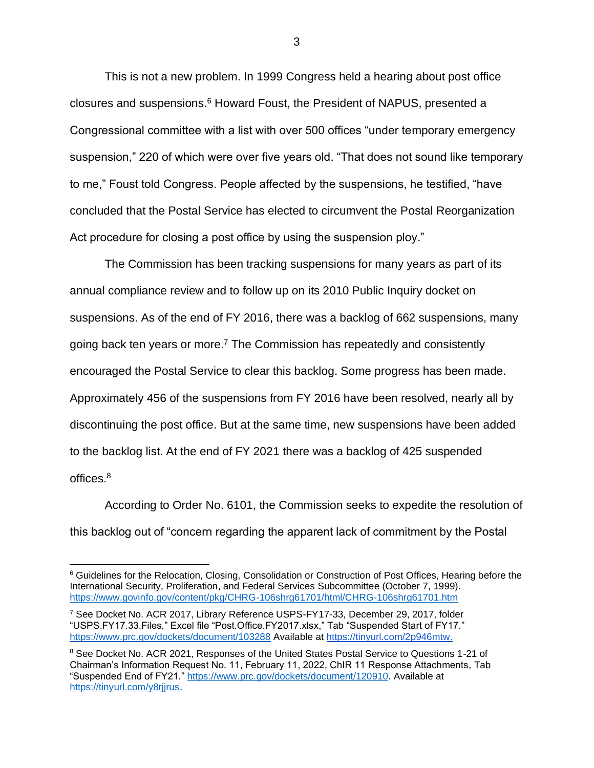This is not a new problem. In 1999 Congress held a hearing about post office closures and suspensions.[6] Howard Foust, the President of NAPUS, presented a Congressional committee with a list with over 500 offices "under temporary emergency suspension," 220 of which were over five years old. "That does not sound like temporary to me," Foust told Congress. People affected by the suspensions, he testified, "have concluded that the Postal Service has elected to circumvent the Postal Reorganization Act procedure for closing a post office by using the suspension ploy."

The Commission has been tracking suspensions for many years as part of its annual compliance review and to follow up on its 2010 Public Inquiry docket on suspensions. As of the end of FY 2016, there was a backlog of 662 suspensions, many going back ten years or more.[7] The Commission has repeatedly and consistently encouraged the Postal Service to clear this backlog. Some progress has been made. Approximately 456 of the suspensions from FY 2016 have been resolved, nearly all by discontinuing the post office. But at the same time, new suspensions have been added to the backlog list. At the end of FY 2021 there was a backlog of 425 suspended offices.[8]

According to Order No. 6101, the Commission seeks to expedite the resolution of this backlog out of "concern regarding the apparent lack of commitment by the Postal

---

[6] Guidelines for the Relocation, Closing, Consolidation or Construction of Post Offices, Hearing before the International Security, Proliferation, and Federal Services Subcommittee (October 7, 1999). https://www.govinfo.gov/content/pkg/CHRG-106shrg61701/html/CHRG-106shrg61701.htm

[7] See Docket No. ACR 2017, Library Reference USPS-FY17-33, December 29, 2017, folder "USPS.FY17.33.Files," Excel file "Post.Office.FY2017.xlsx," Tab "Suspended Start of FY17." https://www.prc.gov/dockets/document/103288 Available at https://tinyurl.com/2p946mtw.

[8] See Docket No. ACR 2021, Responses of the United States Postal Service to Questions 1-21 of Chairman's Information Request No. 11, February 11, 2022, ChIR 11 Response Attachments, Tab "Suspended End of FY21." https://www.prc.gov/dockets/document/120910. Available at https://tinyurl.com/y8rjjrus.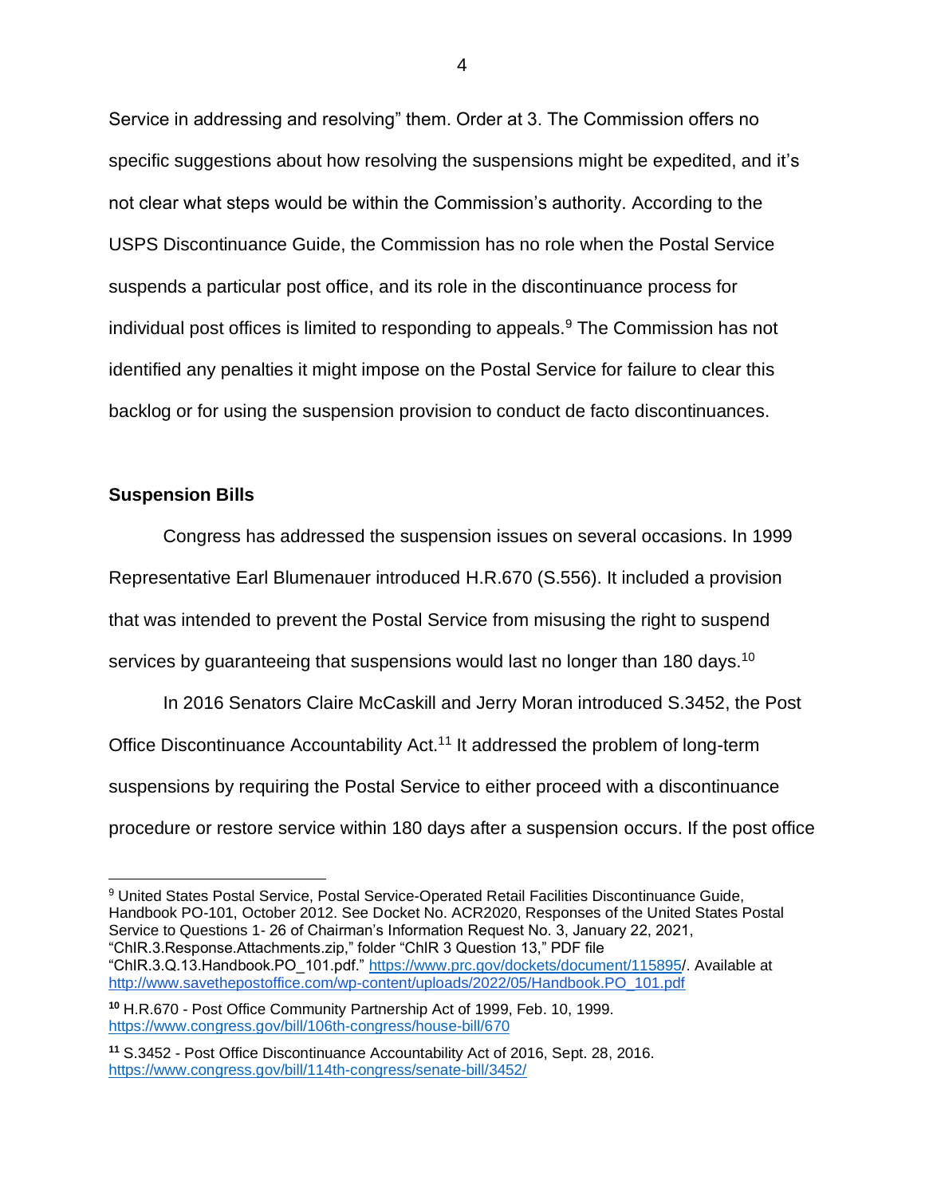Service in addressing and resolving" them. Order at 3. The Commission offers no specific suggestions about how resolving the suspensions might be expedited, and it's not clear what steps would be within the Commission's authority. According to the USPS Discontinuance Guide, the Commission has no role when the Postal Service suspends a particular post office, and its role in the discontinuance process for individual post offices is limited to responding to appeals.[9] The Commission has not identified any penalties it might impose on the Postal Service for failure to clear this backlog or for using the suspension provision to conduct de facto discontinuances.

**Suspension Bills**

Congress has addressed the suspension issues on several occasions. In 1999 Representative Earl Blumenauer introduced H.R.670 (S.556). It included a provision that was intended to prevent the Postal Service from misusing the right to suspend services by guaranteeing that suspensions would last no longer than 180 days.[10]

In 2016 Senators Claire McCaskill and Jerry Moran introduced S.3452, the Post Office Discontinuance Accountability Act.[11] It addressed the problem of long-term suspensions by requiring the Postal Service to either proceed with a discontinuance procedure or restore service within 180 days after a suspension occurs. If the post office

---

[9] United States Postal Service, Postal Service-Operated Retail Facilities Discontinuance Guide, Handbook PO-101, October 2012. See Docket No. ACR2020, Responses of the United States Postal Service to Questions 1- 26 of Chairman's Information Request No. 3, January 22, 2021, "ChIR.3.Response.Attachments.zip," folder "ChIR 3 Question 13," PDF file "ChIR.3.Q.13.Handbook.PO_101.pdf." https://www.prc.gov/dockets/document/115895/. Available at http://www.savethepostoffice.com/wp-content/uploads/2022/05/Handbook.PO_101.pdf

[10] H.R.670 - Post Office Community Partnership Act of 1999, Feb. 10, 1999. https://www.congress.gov/bill/106th-congress/house-bill/670

[11] S.3452 - Post Office Discontinuance Accountability Act of 2016, Sept. 28, 2016. https://www.congress.gov/bill/114th-congress/senate-bill/3452/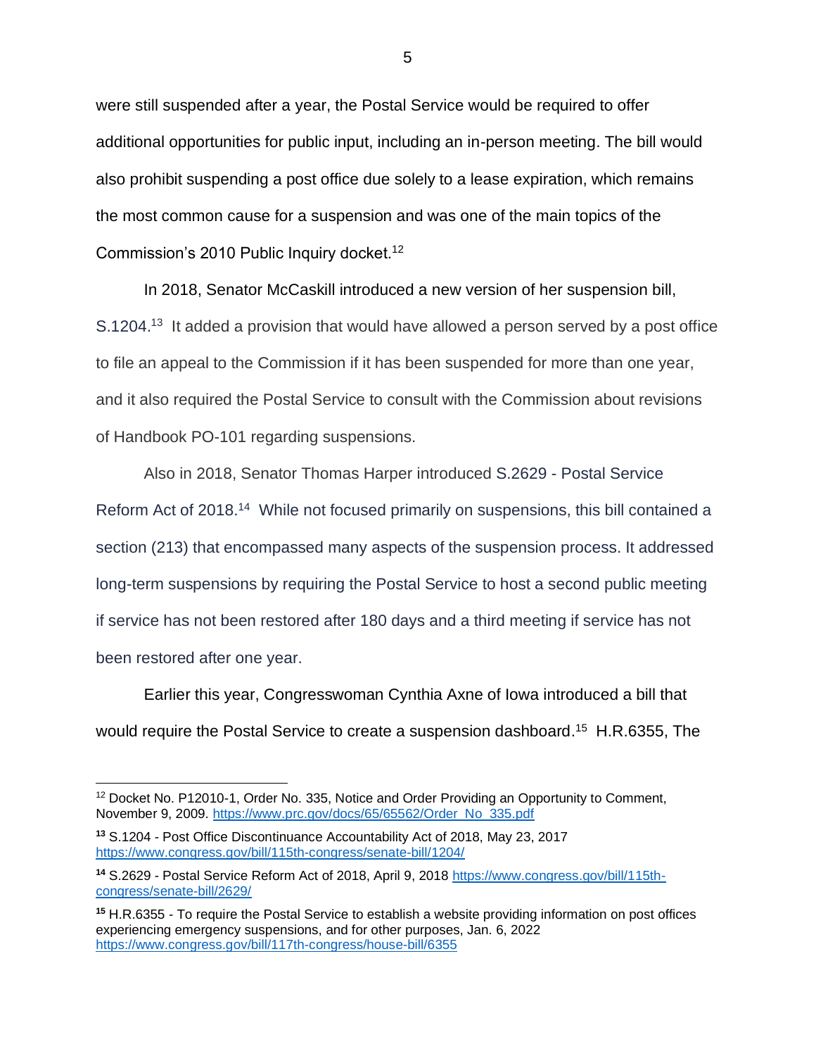were still suspended after a year, the Postal Service would be required to offer additional opportunities for public input, including an in-person meeting. The bill would also prohibit suspending a post office due solely to a lease expiration, which remains the most common cause for a suspension and was one of the main topics of the Commission's 2010 Public Inquiry docket.[12]

In 2018, Senator McCaskill introduced a new version of her suspension bill, S.1204.[13] It added a provision that would have allowed a person served by a post office to file an appeal to the Commission if it has been suspended for more than one year, and it also required the Postal Service to consult with the Commission about revisions of Handbook PO-101 regarding suspensions.

Also in 2018, Senator Thomas Harper introduced S.2629 - Postal Service Reform Act of 2018.[14] While not focused primarily on suspensions, this bill contained a section (213) that encompassed many aspects of the suspension process. It addressed long-term suspensions by requiring the Postal Service to host a second public meeting if service has not been restored after 180 days and a third meeting if service has not been restored after one year.

Earlier this year, Congresswoman Cynthia Axne of Iowa introduced a bill that would require the Postal Service to create a suspension dashboard.[15] H.R.6355, The

---

[12] Docket No. P12010-1, Order No. 335, Notice and Order Providing an Opportunity to Comment, November 9, 2009. https://www.prc.gov/docs/65/65562/Order_No_335.pdf

[13] S.1204 - Post Office Discontinuance Accountability Act of 2018, May 23, 2017 https://www.congress.gov/bill/115th-congress/senate-bill/1204/

[14] S.2629 - Postal Service Reform Act of 2018, April 9, 2018 https://www.congress.gov/bill/115th-congress/senate-bill/2629/

[15] H.R.6355 - To require the Postal Service to establish a website providing information on post offices experiencing emergency suspensions, and for other purposes, Jan. 6, 2022 https://www.congress.gov/bill/117th-congress/house-bill/6355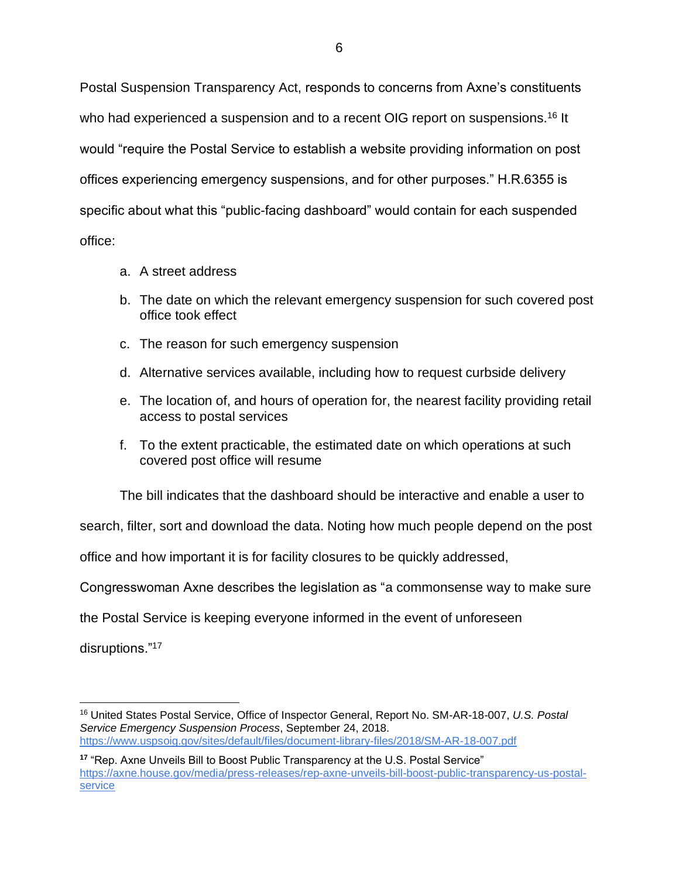Postal Suspension Transparency Act, responds to concerns from Axne's constituents who had experienced a suspension and to a recent OIG report on suspensions.[16] It would "require the Postal Service to establish a website providing information on post offices experiencing emergency suspensions, and for other purposes." H.R.6355 is specific about what this "public-facing dashboard" would contain for each suspended office:

a. A street address
b. The date on which the relevant emergency suspension for such covered post office took effect
c. The reason for such emergency suspension
d. Alternative services available, including how to request curbside delivery
e. The location of, and hours of operation for, the nearest facility providing retail access to postal services
f. To the extent practicable, the estimated date on which operations at such covered post office will resume

The bill indicates that the dashboard should be interactive and enable a user to search, filter, sort and download the data. Noting how much people depend on the post office and how important it is for facility closures to be quickly addressed, Congresswoman Axne describes the legislation as "a commonsense way to make sure the Postal Service is keeping everyone informed in the event of unforeseen disruptions."[17]

---

[16] United States Postal Service, Office of Inspector General, Report No. SM-AR-18-007, *U.S. Postal Service Emergency Suspension Process*, September 24, 2018. https://www.uspsoig.gov/sites/default/files/document-library-files/2018/SM-AR-18-007.pdf

[17] "Rep. Axne Unveils Bill to Boost Public Transparency at the U.S. Postal Service" https://axne.house.gov/media/press-releases/rep-axne-unveils-bill-boost-public-transparency-us-postal-service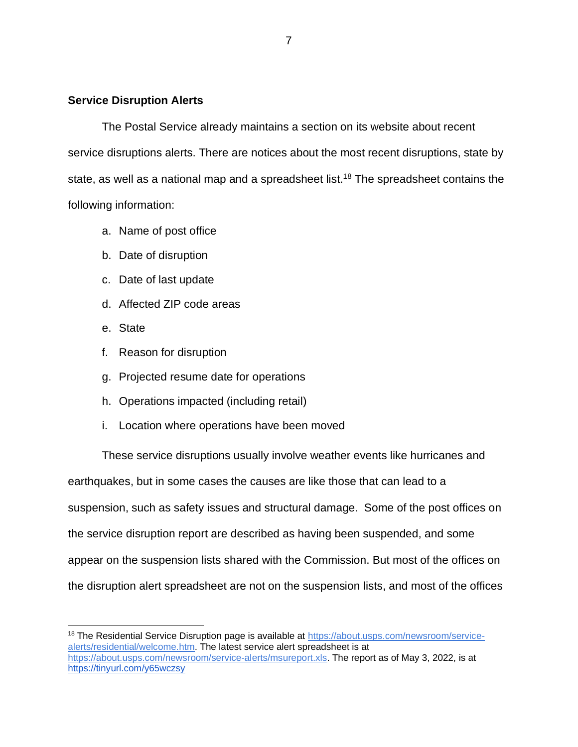**Service Disruption Alerts**

The Postal Service already maintains a section on its website about recent service disruptions alerts. There are notices about the most recent disruptions, state by state, as well as a national map and a spreadsheet list.[18] The spreadsheet contains the following information:

a. Name of post office
b. Date of disruption
c. Date of last update
d. Affected ZIP code areas
e. State
f. Reason for disruption
g. Projected resume date for operations
h. Operations impacted (including retail)
i. Location where operations have been moved

These service disruptions usually involve weather events like hurricanes and earthquakes, but in some cases the causes are like those that can lead to a suspension, such as safety issues and structural damage. Some of the post offices on the service disruption report are described as having been suspended, and some appear on the suspension lists shared with the Commission. But most of the offices on the disruption alert spreadsheet are not on the suspension lists, and most of the offices

---

[18] The Residential Service Disruption page is available at https://about.usps.com/newsroom/service-alerts/residential/welcome.htm. The latest service alert spreadsheet is at https://about.usps.com/newsroom/service-alerts/msureport.xls. The report as of May 3, 2022, is at https://tinyurl.com/y65wczsy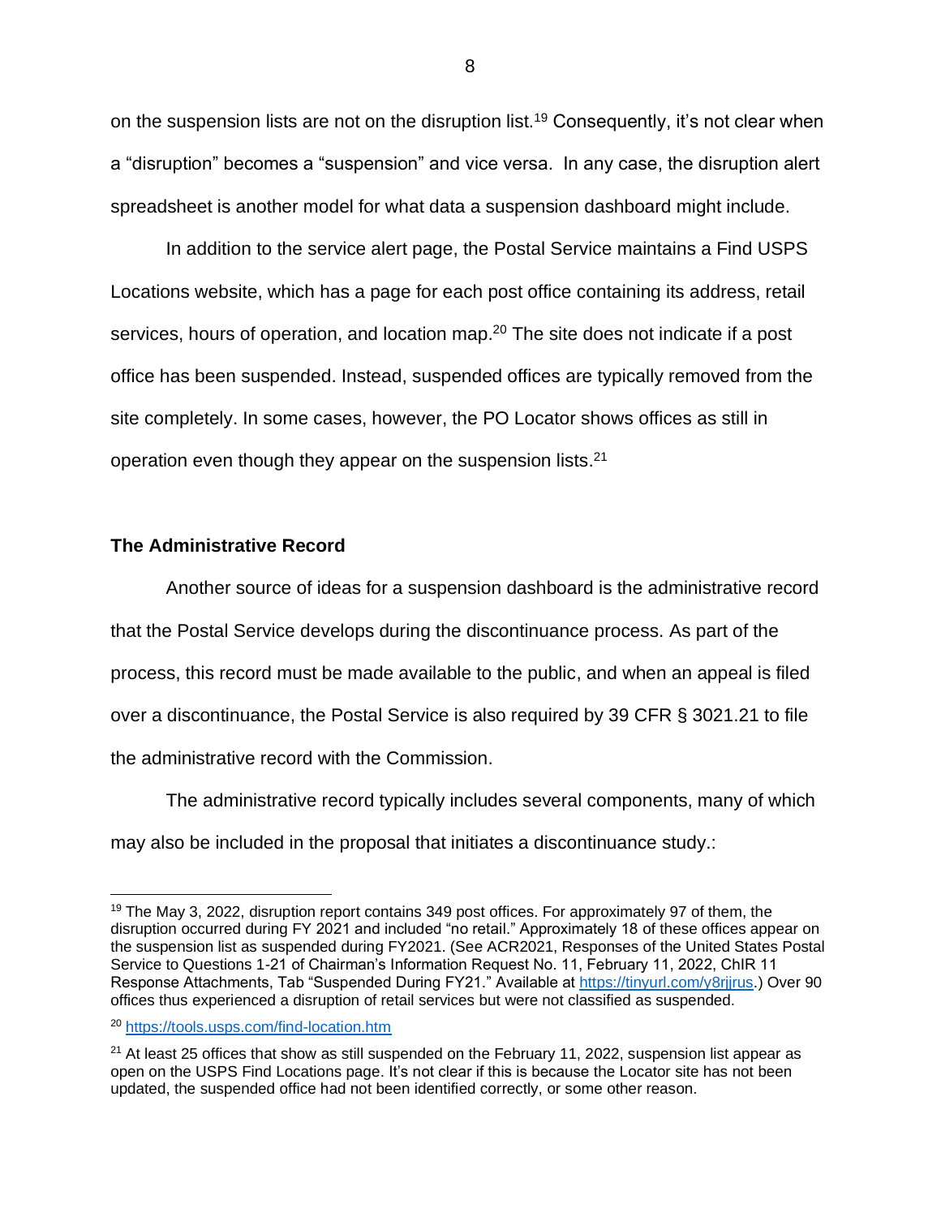on the suspension lists are not on the disruption list.[19] Consequently, it's not clear when a "disruption" becomes a "suspension" and vice versa. In any case, the disruption alert spreadsheet is another model for what data a suspension dashboard might include.

In addition to the service alert page, the Postal Service maintains a Find USPS Locations website, which has a page for each post office containing its address, retail services, hours of operation, and location map.[20] The site does not indicate if a post office has been suspended. Instead, suspended offices are typically removed from the site completely. In some cases, however, the PO Locator shows offices as still in operation even though they appear on the suspension lists.[21]

### The Administrative Record

Another source of ideas for a suspension dashboard is the administrative record that the Postal Service develops during the discontinuance process. As part of the process, this record must be made available to the public, and when an appeal is filed over a discontinuance, the Postal Service is also required by 39 CFR § 3021.21 to file the administrative record with the Commission.

The administrative record typically includes several components, many of which may also be included in the proposal that initiates a discontinuance study.:

---

[19] The May 3, 2022, disruption report contains 349 post offices. For approximately 97 of them, the disruption occurred during FY 2021 and included "no retail." Approximately 18 of these offices appear on the suspension list as suspended during FY2021. (See ACR2021, Responses of the United States Postal Service to Questions 1-21 of Chairman's Information Request No. 11, February 11, 2022, ChIR 11 Response Attachments, Tab "Suspended During FY21." Available at https://tinyurl.com/y8rjjrus.) Over 90 offices thus experienced a disruption of retail services but were not classified as suspended.

[20] https://tools.usps.com/find-location.htm

[21] At least 25 offices that show as still suspended on the February 11, 2022, suspension list appear as open on the USPS Find Locations page. It's not clear if this is because the Locator site has not been updated, the suspended office had not been identified correctly, or some other reason.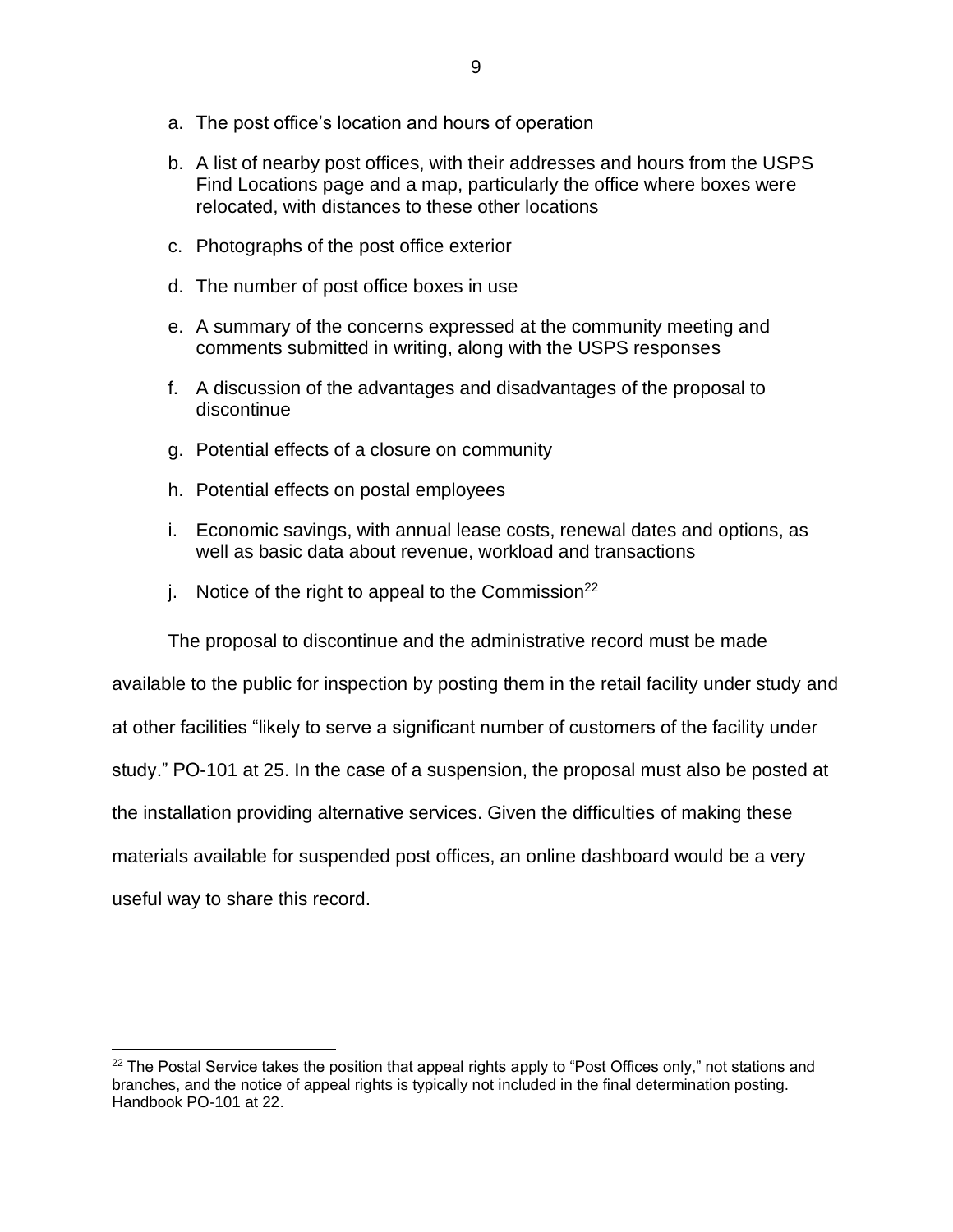a. The post office's location and hours of operation
b. A list of nearby post offices, with their addresses and hours from the USPS Find Locations page and a map, particularly the office where boxes were relocated, with distances to these other locations
c. Photographs of the post office exterior
d. The number of post office boxes in use
e. A summary of the concerns expressed at the community meeting and comments submitted in writing, along with the USPS responses
f. A discussion of the advantages and disadvantages of the proposal to discontinue
g. Potential effects of a closure on community
h. Potential effects on postal employees
i. Economic savings, with annual lease costs, renewal dates and options, as well as basic data about revenue, workload and transactions
j. Notice of the right to appeal to the Commission[22]

The proposal to discontinue and the administrative record must be made available to the public for inspection by posting them in the retail facility under study and at other facilities "likely to serve a significant number of customers of the facility under study." PO-101 at 25. In the case of a suspension, the proposal must also be posted at the installation providing alternative services. Given the difficulties of making these materials available for suspended post offices, an online dashboard would be a very useful way to share this record.

[22] The Postal Service takes the position that appeal rights apply to "Post Offices only," not stations and branches, and the notice of appeal rights is typically not included in the final determination posting. Handbook PO-101 at 22.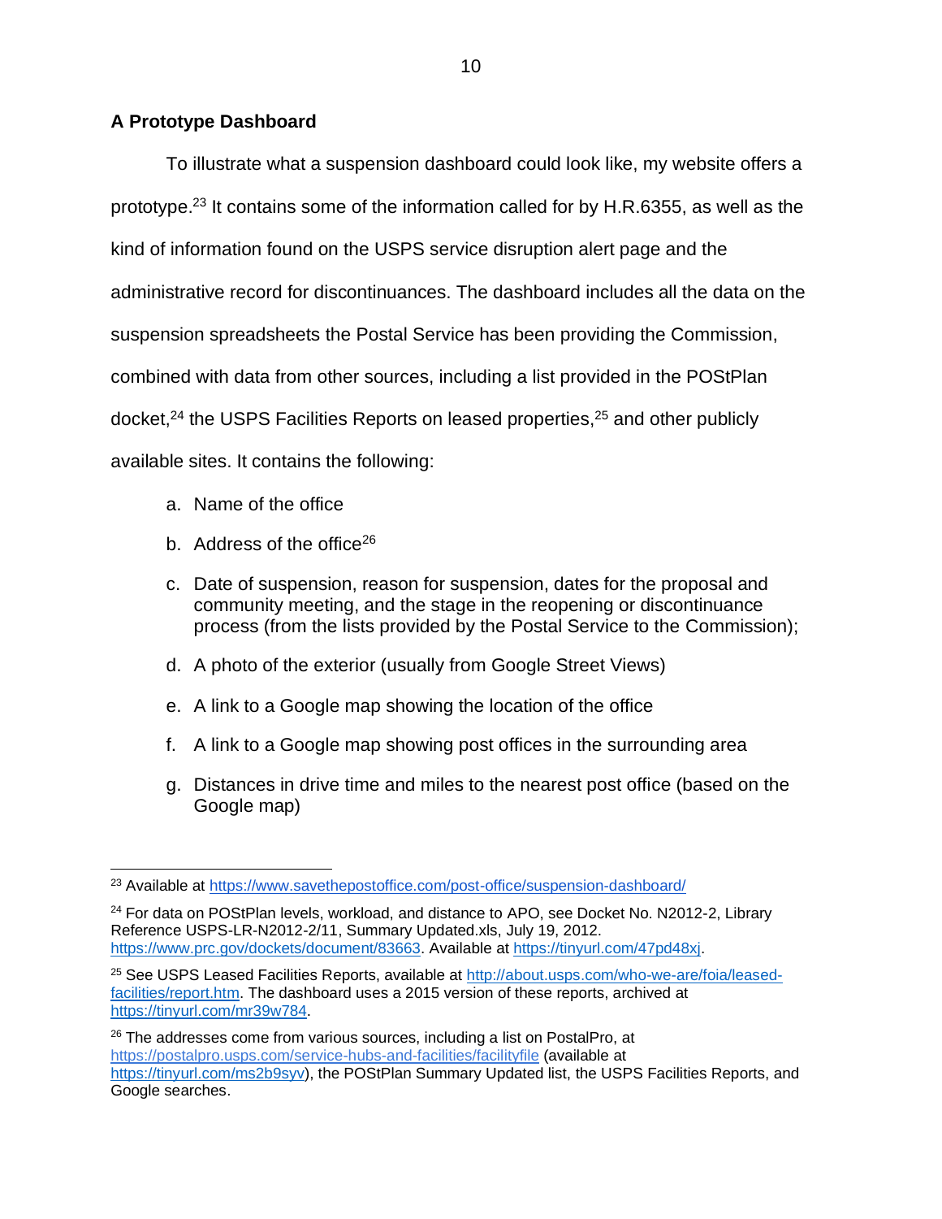**A Prototype Dashboard**

To illustrate what a suspension dashboard could look like, my website offers a prototype.[23] It contains some of the information called for by H.R.6355, as well as the kind of information found on the USPS service disruption alert page and the administrative record for discontinuances. The dashboard includes all the data on the suspension spreadsheets the Postal Service has been providing the Commission, combined with data from other sources, including a list provided in the POStPlan docket,[24] the USPS Facilities Reports on leased properties,[25] and other publicly available sites. It contains the following:

a. Name of the office

b. Address of the office[26]

c. Date of suspension, reason for suspension, dates for the proposal and community meeting, and the stage in the reopening or discontinuance process (from the lists provided by the Postal Service to the Commission);

d. A photo of the exterior (usually from Google Street Views)

e. A link to a Google map showing the location of the office

f. A link to a Google map showing post offices in the surrounding area

g. Distances in drive time and miles to the nearest post office (based on the Google map)

---

[23] Available at https://www.savethepostoffice.com/post-office/suspension-dashboard/

[24] For data on POStPlan levels, workload, and distance to APO, see Docket No. N2012-2, Library Reference USPS-LR-N2012-2/11, Summary Updated.xls, July 19, 2012. https://www.prc.gov/dockets/document/83663. Available at https://tinyurl.com/47pd48xj.

[25] See USPS Leased Facilities Reports, available at http://about.usps.com/who-we-are/foia/leased-facilities/report.htm. The dashboard uses a 2015 version of these reports, archived at https://tinyurl.com/mr39w784.

[26] The addresses come from various sources, including a list on PostalPro, at https://postalpro.usps.com/service-hubs-and-facilities/facilityfile (available at https://tinyurl.com/ms2b9syv), the POStPlan Summary Updated list, the USPS Facilities Reports, and Google searches.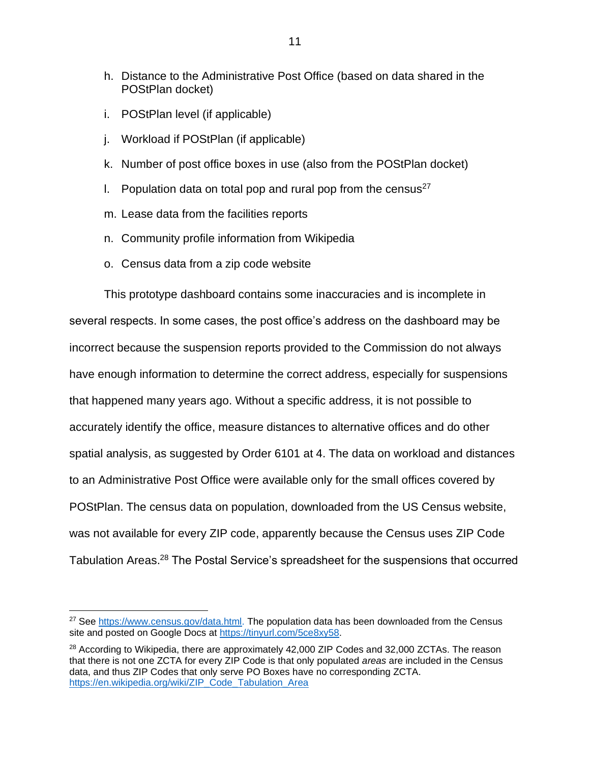h. Distance to the Administrative Post Office (based on data shared in the POStPlan docket)

i. POStPlan level (if applicable)

j. Workload if POStPlan (if applicable)

k. Number of post office boxes in use (also from the POStPlan docket)

l. Population data on total pop and rural pop from the census[27]

m. Lease data from the facilities reports

n. Community profile information from Wikipedia

o. Census data from a zip code website

This prototype dashboard contains some inaccuracies and is incomplete in several respects. In some cases, the post office's address on the dashboard may be incorrect because the suspension reports provided to the Commission do not always have enough information to determine the correct address, especially for suspensions that happened many years ago. Without a specific address, it is not possible to accurately identify the office, measure distances to alternative offices and do other spatial analysis, as suggested by Order 6101 at 4. The data on workload and distances to an Administrative Post Office were available only for the small offices covered by POStPlan. The census data on population, downloaded from the US Census website, was not available for every ZIP code, apparently because the Census uses ZIP Code Tabulation Areas.[28] The Postal Service's spreadsheet for the suspensions that occurred

---

[27] See https://www.census.gov/data.html. The population data has been downloaded from the Census site and posted on Google Docs at https://tinyurl.com/5ce8xy58.

[28] According to Wikipedia, there are approximately 42,000 ZIP Codes and 32,000 ZCTAs. The reason that there is not one ZCTA for every ZIP Code is that only populated *areas* are included in the Census data, and thus ZIP Codes that only serve PO Boxes have no corresponding ZCTA. https://en.wikipedia.org/wiki/ZIP_Code_Tabulation_Area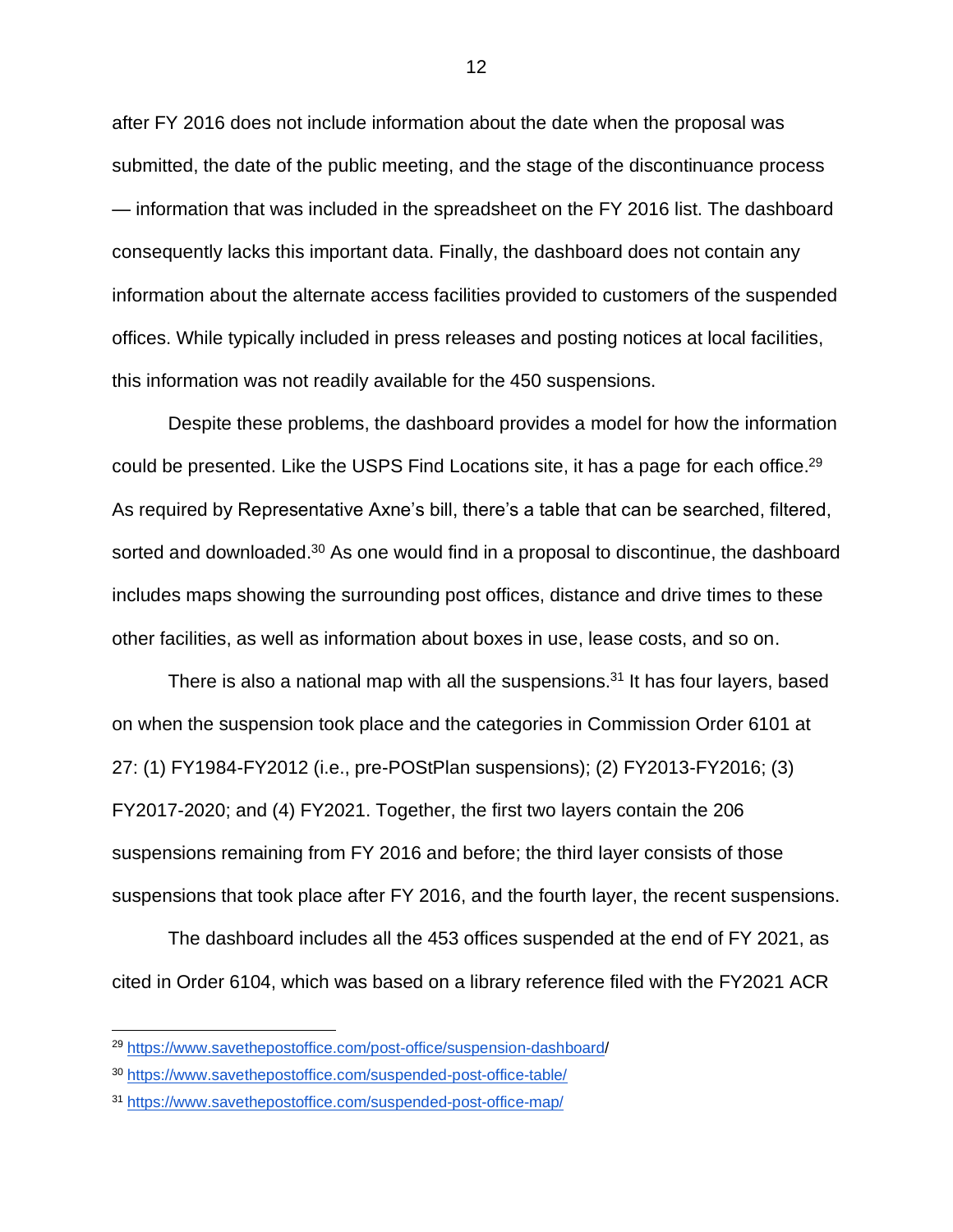after FY 2016 does not include information about the date when the proposal was submitted, the date of the public meeting, and the stage of the discontinuance process — information that was included in the spreadsheet on the FY 2016 list. The dashboard consequently lacks this important data. Finally, the dashboard does not contain any information about the alternate access facilities provided to customers of the suspended offices. While typically included in press releases and posting notices at local facilities, this information was not readily available for the 450 suspensions.

Despite these problems, the dashboard provides a model for how the information could be presented. Like the USPS Find Locations site, it has a page for each office.[29] As required by Representative Axne's bill, there's a table that can be searched, filtered, sorted and downloaded.[30] As one would find in a proposal to discontinue, the dashboard includes maps showing the surrounding post offices, distance and drive times to these other facilities, as well as information about boxes in use, lease costs, and so on.

There is also a national map with all the suspensions.[31] It has four layers, based on when the suspension took place and the categories in Commission Order 6101 at 27: (1) FY1984-FY2012 (i.e., pre-POStPlan suspensions); (2) FY2013-FY2016; (3) FY2017-2020; and (4) FY2021. Together, the first two layers contain the 206 suspensions remaining from FY 2016 and before; the third layer consists of those suspensions that took place after FY 2016, and the fourth layer, the recent suspensions.

The dashboard includes all the 453 offices suspended at the end of FY 2021, as cited in Order 6104, which was based on a library reference filed with the FY2021 ACR

---

[29] https://www.savethepostoffice.com/post-office/suspension-dashboard/

[30] https://www.savethepostoffice.com/suspended-post-office-table/

[31] https://www.savethepostoffice.com/suspended-post-office-map/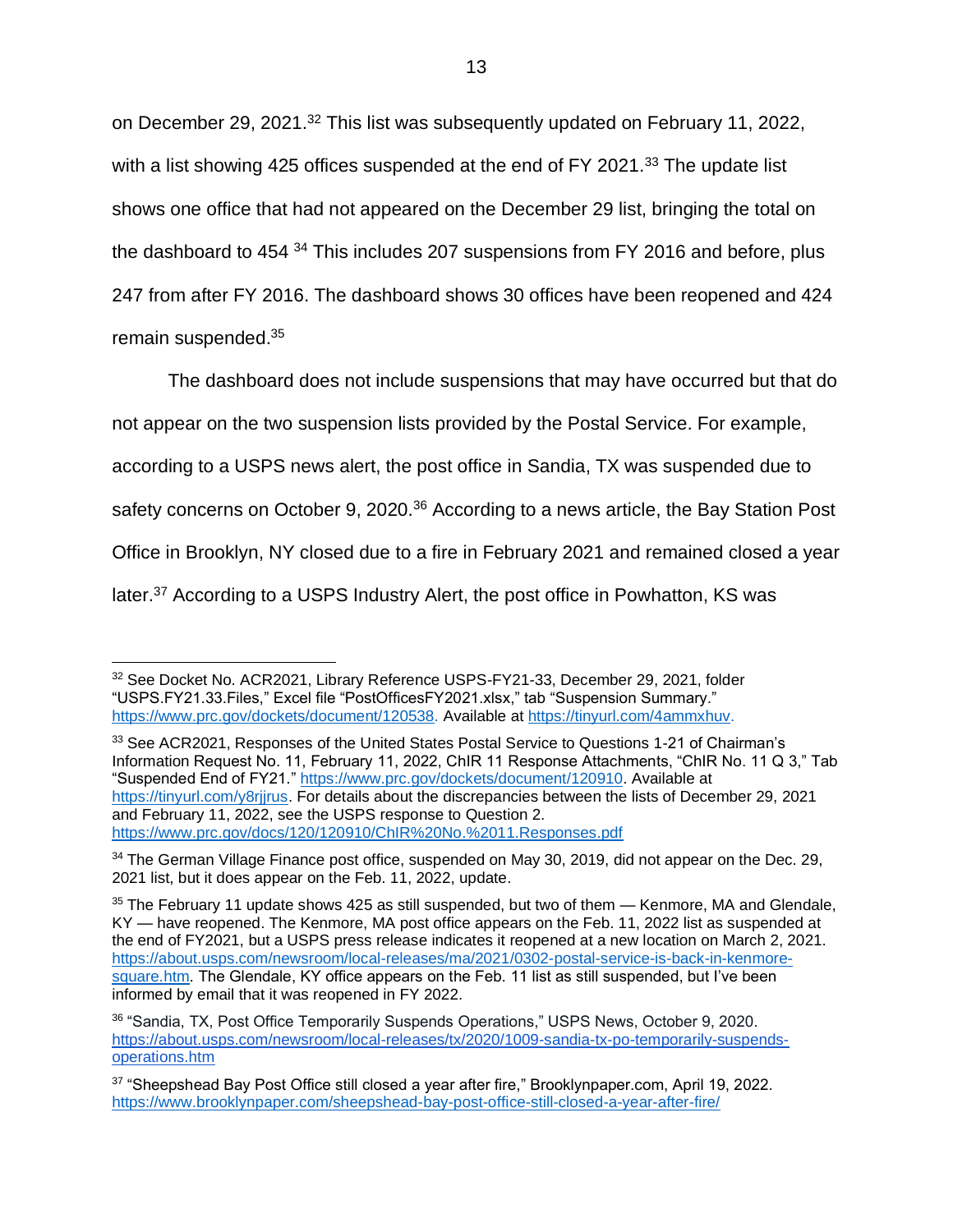on December 29, 2021.[32] This list was subsequently updated on February 11, 2022, with a list showing 425 offices suspended at the end of FY 2021.[33] The update list shows one office that had not appeared on the December 29 list, bringing the total on the dashboard to 454 [34] This includes 207 suspensions from FY 2016 and before, plus 247 from after FY 2016. The dashboard shows 30 offices have been reopened and 424 remain suspended.[35]

The dashboard does not include suspensions that may have occurred but that do not appear on the two suspension lists provided by the Postal Service. For example, according to a USPS news alert, the post office in Sandia, TX was suspended due to safety concerns on October 9, 2020.[36] According to a news article, the Bay Station Post Office in Brooklyn, NY closed due to a fire in February 2021 and remained closed a year later.[37] According to a USPS Industry Alert, the post office in Powhatton, KS was

---

[32] See Docket No. ACR2021, Library Reference USPS-FY21-33, December 29, 2021, folder "USPS.FY21.33.Files," Excel file "PostOfficesFY2021.xlsx," tab "Suspension Summary." https://www.prc.gov/dockets/document/120538. Available at https://tinyurl.com/4ammxhuv.

[33] See ACR2021, Responses of the United States Postal Service to Questions 1-21 of Chairman's Information Request No. 11, February 11, 2022, ChIR 11 Response Attachments, "ChIR No. 11 Q 3," Tab "Suspended End of FY21." https://www.prc.gov/dockets/document/120910. Available at https://tinyurl.com/y8rjjrus. For details about the discrepancies between the lists of December 29, 2021 and February 11, 2022, see the USPS response to Question 2. https://www.prc.gov/docs/120/120910/ChIR%20No.%2011.Responses.pdf

[34] The German Village Finance post office, suspended on May 30, 2019, did not appear on the Dec. 29, 2021 list, but it does appear on the Feb. 11, 2022, update.

[35] The February 11 update shows 425 as still suspended, but two of them — Kenmore, MA and Glendale, KY — have reopened. The Kenmore, MA post office appears on the Feb. 11, 2022 list as suspended at the end of FY2021, but a USPS press release indicates it reopened at a new location on March 2, 2021. https://about.usps.com/newsroom/local-releases/ma/2021/0302-postal-service-is-back-in-kenmore-square.htm. The Glendale, KY office appears on the Feb. 11 list as still suspended, but I've been informed by email that it was reopened in FY 2022.

[36] "Sandia, TX, Post Office Temporarily Suspends Operations," USPS News, October 9, 2020. https://about.usps.com/newsroom/local-releases/tx/2020/1009-sandia-tx-po-temporarily-suspends-operations.htm

[37] "Sheepshead Bay Post Office still closed a year after fire," Brooklynpaper.com, April 19, 2022. https://www.brooklynpaper.com/sheepshead-bay-post-office-still-closed-a-year-after-fire/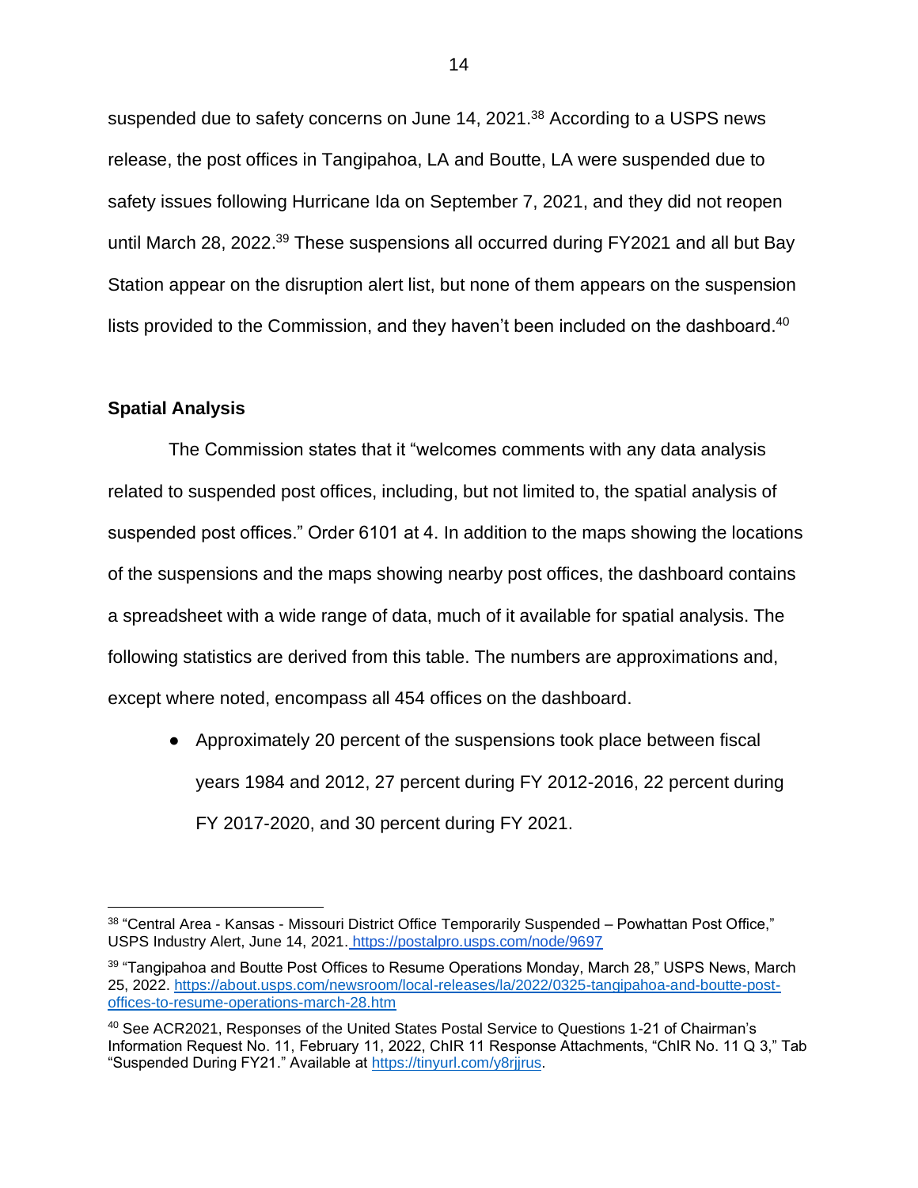suspended due to safety concerns on June 14, 2021.[38] According to a USPS news release, the post offices in Tangipahoa, LA and Boutte, LA were suspended due to safety issues following Hurricane Ida on September 7, 2021, and they did not reopen until March 28, 2022.[39] These suspensions all occurred during FY2021 and all but Bay Station appear on the disruption alert list, but none of them appears on the suspension lists provided to the Commission, and they haven't been included on the dashboard.[40]

### Spatial Analysis

The Commission states that it "welcomes comments with any data analysis related to suspended post offices, including, but not limited to, the spatial analysis of suspended post offices." Order 6101 at 4. In addition to the maps showing the locations of the suspensions and the maps showing nearby post offices, the dashboard contains a spreadsheet with a wide range of data, much of it available for spatial analysis. The following statistics are derived from this table. The numbers are approximations and, except where noted, encompass all 454 offices on the dashboard.

- Approximately 20 percent of the suspensions took place between fiscal years 1984 and 2012, 27 percent during FY 2012-2016, 22 percent during FY 2017-2020, and 30 percent during FY 2021.

---

[38] "Central Area - Kansas - Missouri District Office Temporarily Suspended – Powhattan Post Office," USPS Industry Alert, June 14, 2021. https://postalpro.usps.com/node/9697

[39] "Tangipahoa and Boutte Post Offices to Resume Operations Monday, March 28," USPS News, March 25, 2022. https://about.usps.com/newsroom/local-releases/la/2022/0325-tangipahoa-and-boutte-post-offices-to-resume-operations-march-28.htm

[40] See ACR2021, Responses of the United States Postal Service to Questions 1-21 of Chairman's Information Request No. 11, February 11, 2022, ChIR 11 Response Attachments, "ChIR No. 11 Q 3," Tab "Suspended During FY21." Available at https://tinyurl.com/y8rjjrus.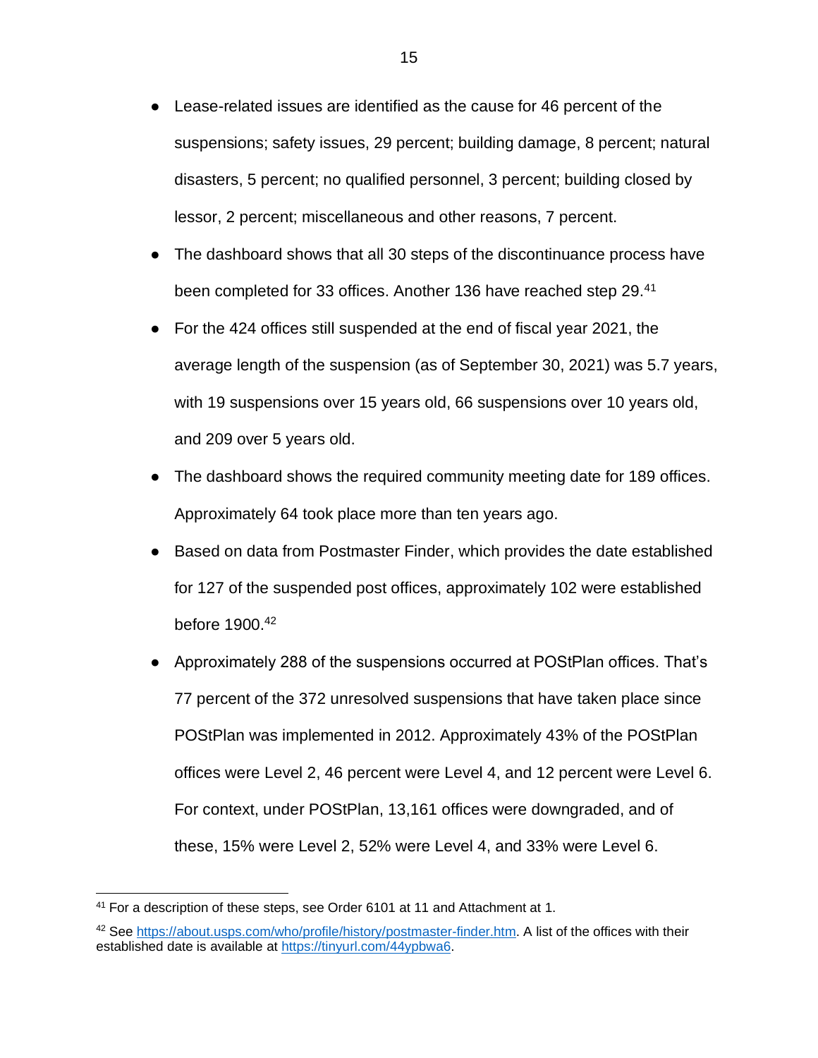- Lease-related issues are identified as the cause for 46 percent of the suspensions; safety issues, 29 percent; building damage, 8 percent; natural disasters, 5 percent; no qualified personnel, 3 percent; building closed by lessor, 2 percent; miscellaneous and other reasons, 7 percent.
- The dashboard shows that all 30 steps of the discontinuance process have been completed for 33 offices. Another 136 have reached step 29.[41]
- For the 424 offices still suspended at the end of fiscal year 2021, the average length of the suspension (as of September 30, 2021) was 5.7 years, with 19 suspensions over 15 years old, 66 suspensions over 10 years old, and 209 over 5 years old.
- The dashboard shows the required community meeting date for 189 offices. Approximately 64 took place more than ten years ago.
- Based on data from Postmaster Finder, which provides the date established for 127 of the suspended post offices, approximately 102 were established before 1900.[42]
- Approximately 288 of the suspensions occurred at POStPlan offices. That's 77 percent of the 372 unresolved suspensions that have taken place since POStPlan was implemented in 2012. Approximately 43% of the POStPlan offices were Level 2, 46 percent were Level 4, and 12 percent were Level 6. For context, under POStPlan, 13,161 offices were downgraded, and of these, 15% were Level 2, 52% were Level 4, and 33% were Level 6.

---

[41] For a description of these steps, see Order 6101 at 11 and Attachment at 1.

[42] See https://about.usps.com/who/profile/history/postmaster-finder.htm. A list of the offices with their established date is available at https://tinyurl.com/44ypbwa6.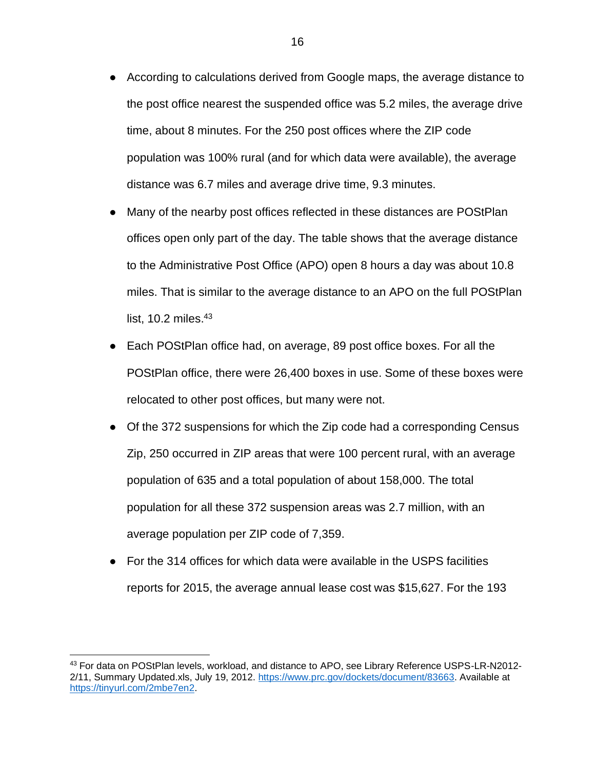- According to calculations derived from Google maps, the average distance to the post office nearest the suspended office was 5.2 miles, the average drive time, about 8 minutes. For the 250 post offices where the ZIP code population was 100% rural (and for which data were available), the average distance was 6.7 miles and average drive time, 9.3 minutes.
- Many of the nearby post offices reflected in these distances are POStPlan offices open only part of the day. The table shows that the average distance to the Administrative Post Office (APO) open 8 hours a day was about 10.8 miles. That is similar to the average distance to an APO on the full POStPlan list, 10.2 miles.[43]
- Each POStPlan office had, on average, 89 post office boxes. For all the POStPlan office, there were 26,400 boxes in use. Some of these boxes were relocated to other post offices, but many were not.
- Of the 372 suspensions for which the Zip code had a corresponding Census Zip, 250 occurred in ZIP areas that were 100 percent rural, with an average population of 635 and a total population of about 158,000. The total population for all these 372 suspension areas was 2.7 million, with an average population per ZIP code of 7,359.
- For the 314 offices for which data were available in the USPS facilities reports for 2015, the average annual lease cost was $15,627. For the 193

[43] For data on POStPlan levels, workload, and distance to APO, see Library Reference USPS-LR-N2012-2/11, Summary Updated.xls, July 19, 2012. https://www.prc.gov/dockets/document/83663. Available at https://tinyurl.com/2mbe7en2.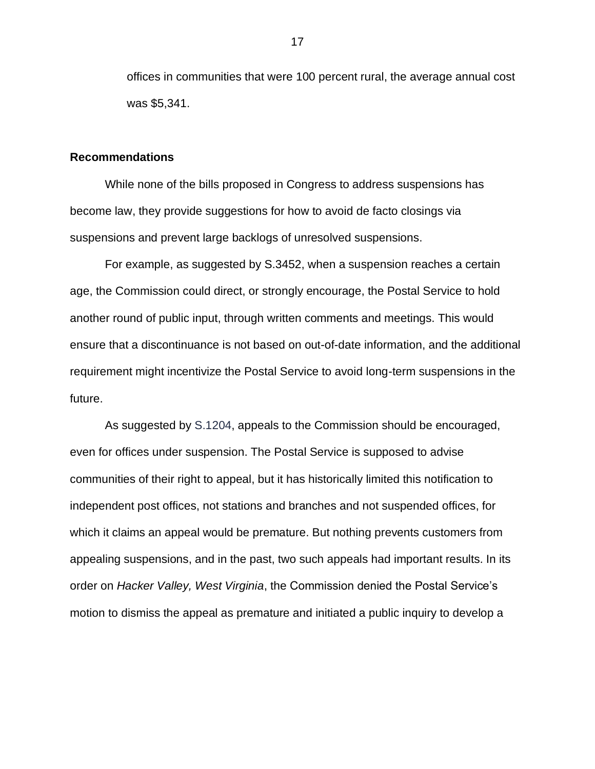offices in communities that were 100 percent rural, the average annual cost was $5,341.

**Recommendations**

While none of the bills proposed in Congress to address suspensions has become law, they provide suggestions for how to avoid de facto closings via suspensions and prevent large backlogs of unresolved suspensions.

For example, as suggested by S.3452, when a suspension reaches a certain age, the Commission could direct, or strongly encourage, the Postal Service to hold another round of public input, through written comments and meetings. This would ensure that a discontinuance is not based on out-of-date information, and the additional requirement might incentivize the Postal Service to avoid long-term suspensions in the future.

As suggested by S.1204, appeals to the Commission should be encouraged, even for offices under suspension. The Postal Service is supposed to advise communities of their right to appeal, but it has historically limited this notification to independent post offices, not stations and branches and not suspended offices, for which it claims an appeal would be premature. But nothing prevents customers from appealing suspensions, and in the past, two such appeals had important results. In its order on *Hacker Valley, West Virginia*, the Commission denied the Postal Service's motion to dismiss the appeal as premature and initiated a public inquiry to develop a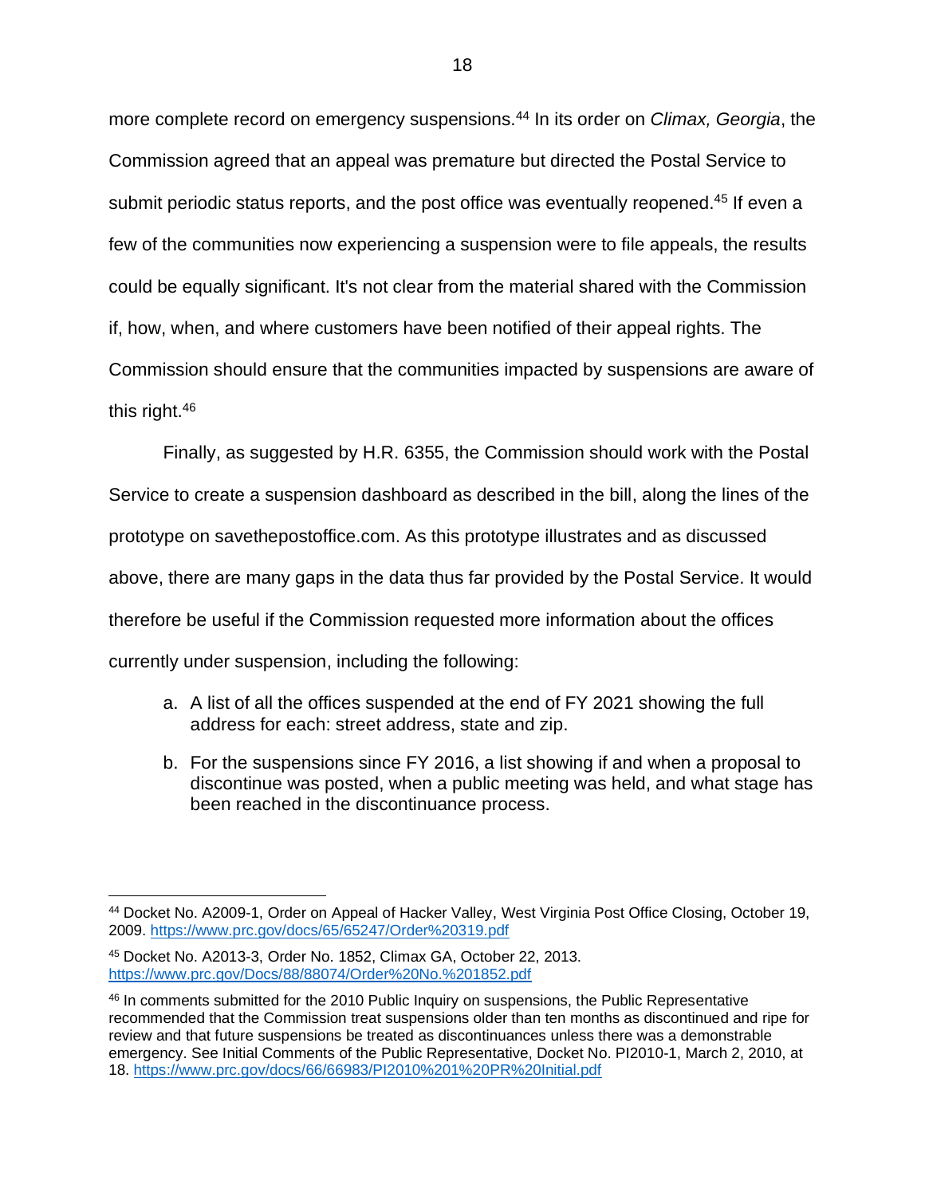more complete record on emergency suspensions.[44] In its order on *Climax, Georgia*, the Commission agreed that an appeal was premature but directed the Postal Service to submit periodic status reports, and the post office was eventually reopened.[45] If even a few of the communities now experiencing a suspension were to file appeals, the results could be equally significant. It's not clear from the material shared with the Commission if, how, when, and where customers have been notified of their appeal rights. The Commission should ensure that the communities impacted by suspensions are aware of this right.[46]

Finally, as suggested by H.R. 6355, the Commission should work with the Postal Service to create a suspension dashboard as described in the bill, along the lines of the prototype on savethepostoffice.com. As this prototype illustrates and as discussed above, there are many gaps in the data thus far provided by the Postal Service. It would therefore be useful if the Commission requested more information about the offices currently under suspension, including the following:

a. A list of all the offices suspended at the end of FY 2021 showing the full address for each: street address, state and zip.

b. For the suspensions since FY 2016, a list showing if and when a proposal to discontinue was posted, when a public meeting was held, and what stage has been reached in the discontinuance process.

---

[44] Docket No. A2009-1, Order on Appeal of Hacker Valley, West Virginia Post Office Closing, October 19, 2009. https://www.prc.gov/docs/65/65247/Order%20319.pdf

[45] Docket No. A2013-3, Order No. 1852, Climax GA, October 22, 2013. https://www.prc.gov/Docs/88/88074/Order%20No.%201852.pdf

[46] In comments submitted for the 2010 Public Inquiry on suspensions, the Public Representative recommended that the Commission treat suspensions older than ten months as discontinued and ripe for review and that future suspensions be treated as discontinuances unless there was a demonstrable emergency. See Initial Comments of the Public Representative, Docket No. PI2010-1, March 2, 2010, at 18. https://www.prc.gov/docs/66/66983/PI2010%201%20PR%20Initial.pdf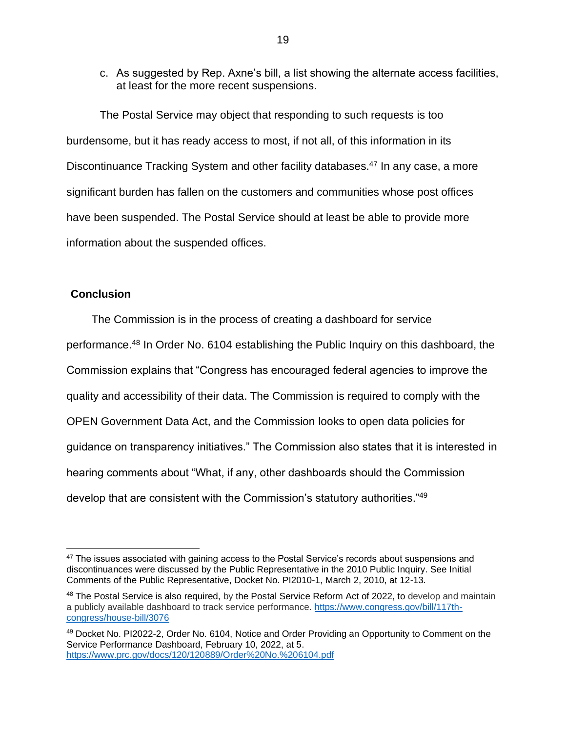c. As suggested by Rep. Axne's bill, a list showing the alternate access facilities, at least for the more recent suspensions.

The Postal Service may object that responding to such requests is too burdensome, but it has ready access to most, if not all, of this information in its Discontinuance Tracking System and other facility databases.[47] In any case, a more significant burden has fallen on the customers and communities whose post offices have been suspended. The Postal Service should at least be able to provide more information about the suspended offices.

## Conclusion

The Commission is in the process of creating a dashboard for service performance.[48] In Order No. 6104 establishing the Public Inquiry on this dashboard, the Commission explains that "Congress has encouraged federal agencies to improve the quality and accessibility of their data. The Commission is required to comply with the OPEN Government Data Act, and the Commission looks to open data policies for guidance on transparency initiatives." The Commission also states that it is interested in hearing comments about "What, if any, other dashboards should the Commission develop that are consistent with the Commission's statutory authorities."[49]

---

[47] The issues associated with gaining access to the Postal Service's records about suspensions and discontinuances were discussed by the Public Representative in the 2010 Public Inquiry. See Initial Comments of the Public Representative, Docket No. PI2010-1, March 2, 2010, at 12-13.

[48] The Postal Service is also required, by the Postal Service Reform Act of 2022, to develop and maintain a publicly available dashboard to track service performance. https://www.congress.gov/bill/117th-congress/house-bill/3076

[49] Docket No. PI2022-2, Order No. 6104, Notice and Order Providing an Opportunity to Comment on the Service Performance Dashboard, February 10, 2022, at 5. https://www.prc.gov/docs/120/120889/Order%20No.%206104.pdf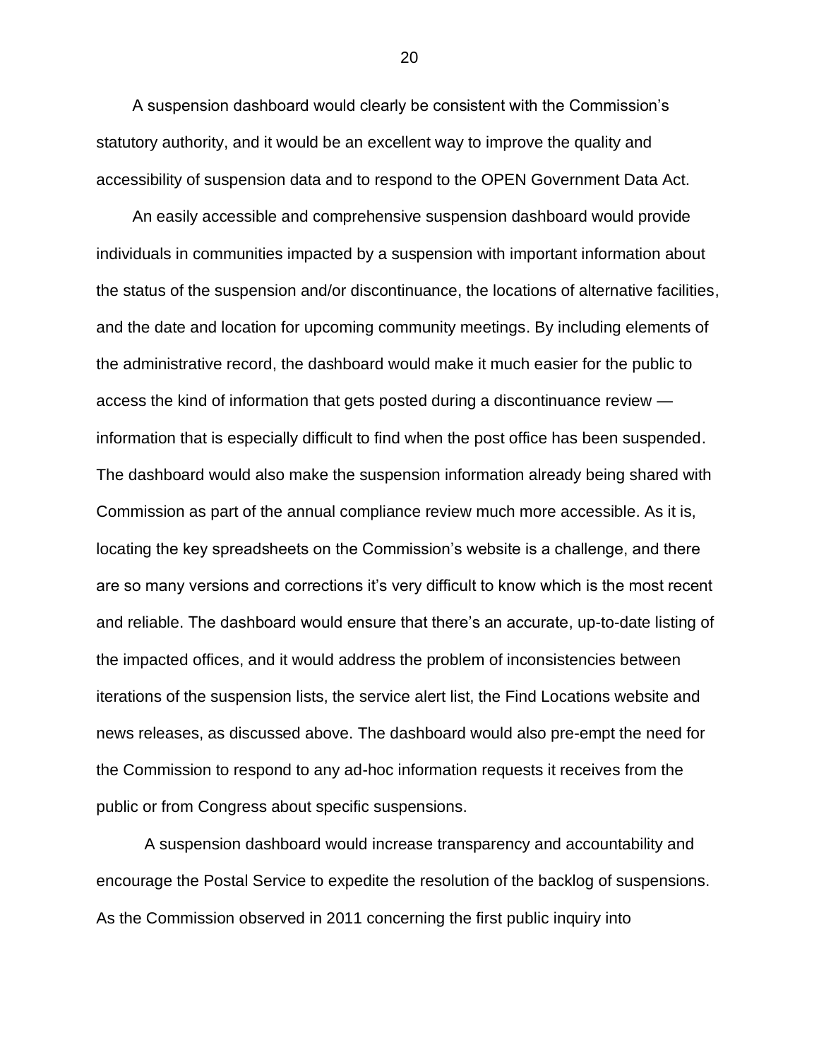A suspension dashboard would clearly be consistent with the Commission's statutory authority, and it would be an excellent way to improve the quality and accessibility of suspension data and to respond to the OPEN Government Data Act.

An easily accessible and comprehensive suspension dashboard would provide individuals in communities impacted by a suspension with important information about the status of the suspension and/or discontinuance, the locations of alternative facilities, and the date and location for upcoming community meetings. By including elements of the administrative record, the dashboard would make it much easier for the public to access the kind of information that gets posted during a discontinuance review — information that is especially difficult to find when the post office has been suspended. The dashboard would also make the suspension information already being shared with Commission as part of the annual compliance review much more accessible. As it is, locating the key spreadsheets on the Commission's website is a challenge, and there are so many versions and corrections it's very difficult to know which is the most recent and reliable. The dashboard would ensure that there's an accurate, up-to-date listing of the impacted offices, and it would address the problem of inconsistencies between iterations of the suspension lists, the service alert list, the Find Locations website and news releases, as discussed above. The dashboard would also pre-empt the need for the Commission to respond to any ad-hoc information requests it receives from the public or from Congress about specific suspensions.

A suspension dashboard would increase transparency and accountability and encourage the Postal Service to expedite the resolution of the backlog of suspensions. As the Commission observed in 2011 concerning the first public inquiry into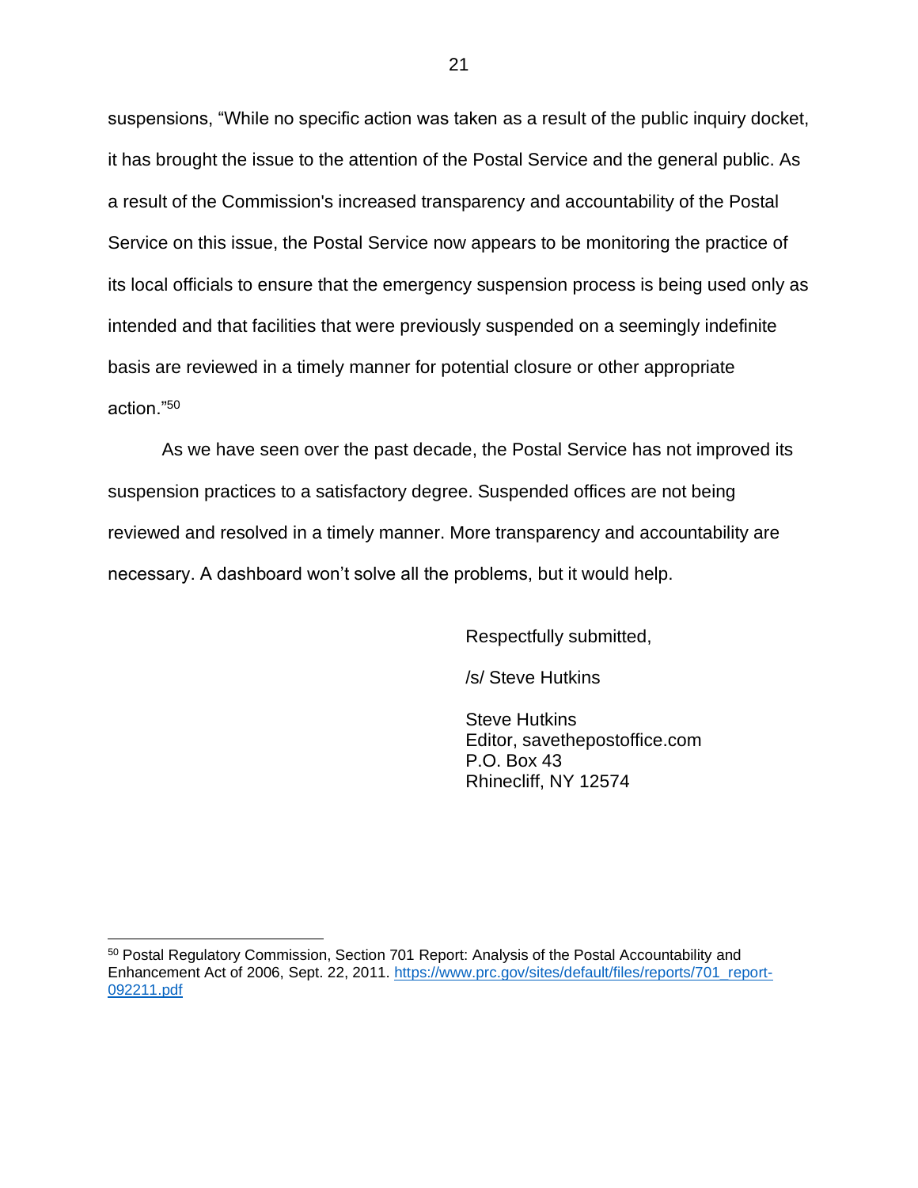suspensions, "While no specific action was taken as a result of the public inquiry docket, it has brought the issue to the attention of the Postal Service and the general public. As a result of the Commission's increased transparency and accountability of the Postal Service on this issue, the Postal Service now appears to be monitoring the practice of its local officials to ensure that the emergency suspension process is being used only as intended and that facilities that were previously suspended on a seemingly indefinite basis are reviewed in a timely manner for potential closure or other appropriate action."[50]

As we have seen over the past decade, the Postal Service has not improved its suspension practices to a satisfactory degree. Suspended offices are not being reviewed and resolved in a timely manner. More transparency and accountability are necessary. A dashboard won't solve all the problems, but it would help.

Respectfully submitted,

/s/ Steve Hutkins

Steve Hutkins
Editor, savethepostoffice.com
P.O. Box 43
Rhinecliff, NY 12574

---

[50] Postal Regulatory Commission, Section 701 Report: Analysis of the Postal Accountability and Enhancement Act of 2006, Sept. 22, 2011. https://www.prc.gov/sites/default/files/reports/701_report-092211.pdf